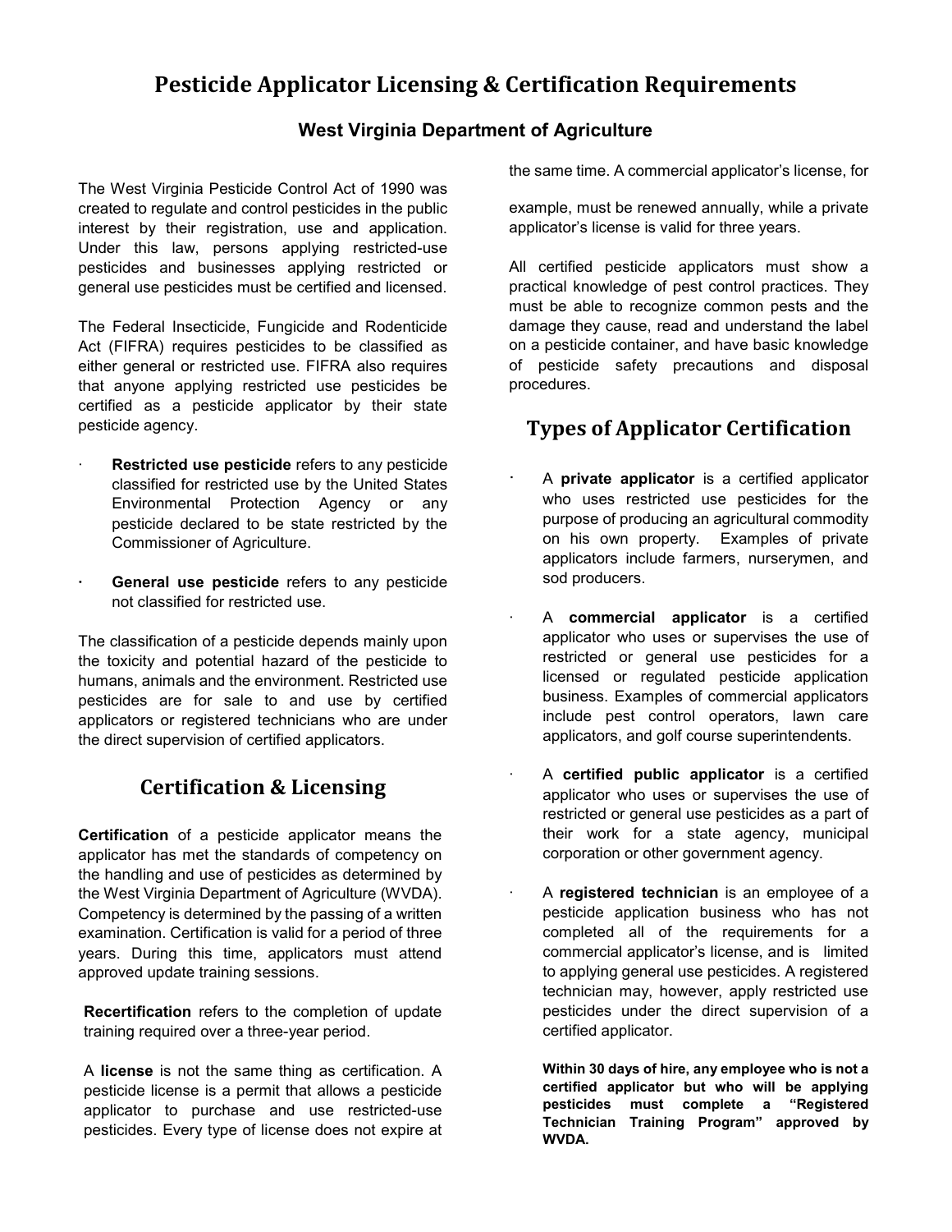# Pesticide Applicator Licensing & Certification Requirements

### West Virginia Department of Agriculture

The West Virginia Pesticide Control Act of 1990 was created to regulate and control pesticides in the public interest by their registration, use and application. Under this law, persons applying restricted-use pesticides and businesses applying restricted or general use pesticides must be certified and licensed.

The Federal Insecticide, Fungicide and Rodenticide Act (FIFRA) requires pesticides to be classified as either general or restricted use. FIFRA also requires that anyone applying restricted use pesticides be certified as a pesticide applicator by their state pesticide agency.

- **Restricted use pesticide** refers to any pesticide classified for restricted use by the United States Environmental Protection Agency or any pesticide declared to be state restricted by the Commissioner of Agriculture.
- **General use pesticide** refers to any pesticide not classified for restricted use.

The classification of a pesticide depends mainly upon the toxicity and potential hazard of the pesticide to humans, animals and the environment. Restricted use pesticides are for sale to and use by certified applicators or registered technicians who are under the direct supervision of certified applicators.

## Certification & Licensing

**Certification** of a pesticide applicator means the applicator has met the standards of competency on the handling and use of pesticides as determined by the West Virginia Department of Agriculture (WVDA). Competency is determined by the passing of a written examination. Certification is valid for a period of three years. During this time, applicators must attend approved update training sessions.

**Recertification** refers to the completion of update training required over a three-year period.

A **license** is not the same thing as certification. A pesticide license is a permit that allows a pesticide applicator to purchase and use restricted-use pesticides. Every type of license does not expire at the same time. A commercial applicator's license, for example, must be renewed annually, while a private applicator's license is valid for three years.

All certified pesticide applicators must show a practical knowledge of pest control practices. They must be able to recognize common pests and the damage they cause, read and understand the label on a pesticide container, and have basic knowledge of pesticide safety precautions and disposal procedures.

## Types of Applicator Certification

- A **private applicator** is a certified applicator who uses restricted use pesticides for the purpose of producing an agricultural commodity on his own property. Examples of private applicators include farmers, nurserymen, and sod producers.
- A **commercial applicator** is a certified applicator who uses or supervises the use of restricted or general use pesticides for a licensed or regulated pesticide application business. Examples of commercial applicators include pest control operators, lawn care applicators, and golf course superintendents.
- A **certified public applicator** is a certified applicator who uses or supervises the use of restricted or general use pesticides as a part of their work for a state agency, municipal corporation or other government agency.
- A **registered technician** is an employee of a pesticide application business who has not completed all of the requirements for a commercial applicator's license, and is limited to applying general use pesticides. A registered technician may, however, apply restricted use pesticides under the direct supervision of a certified applicator.

  **Within 30 days of hire, any employee who is not a certified applicator but who will be applying pesticides must complete a "Registered Technician Training Program" approved by WVDA.**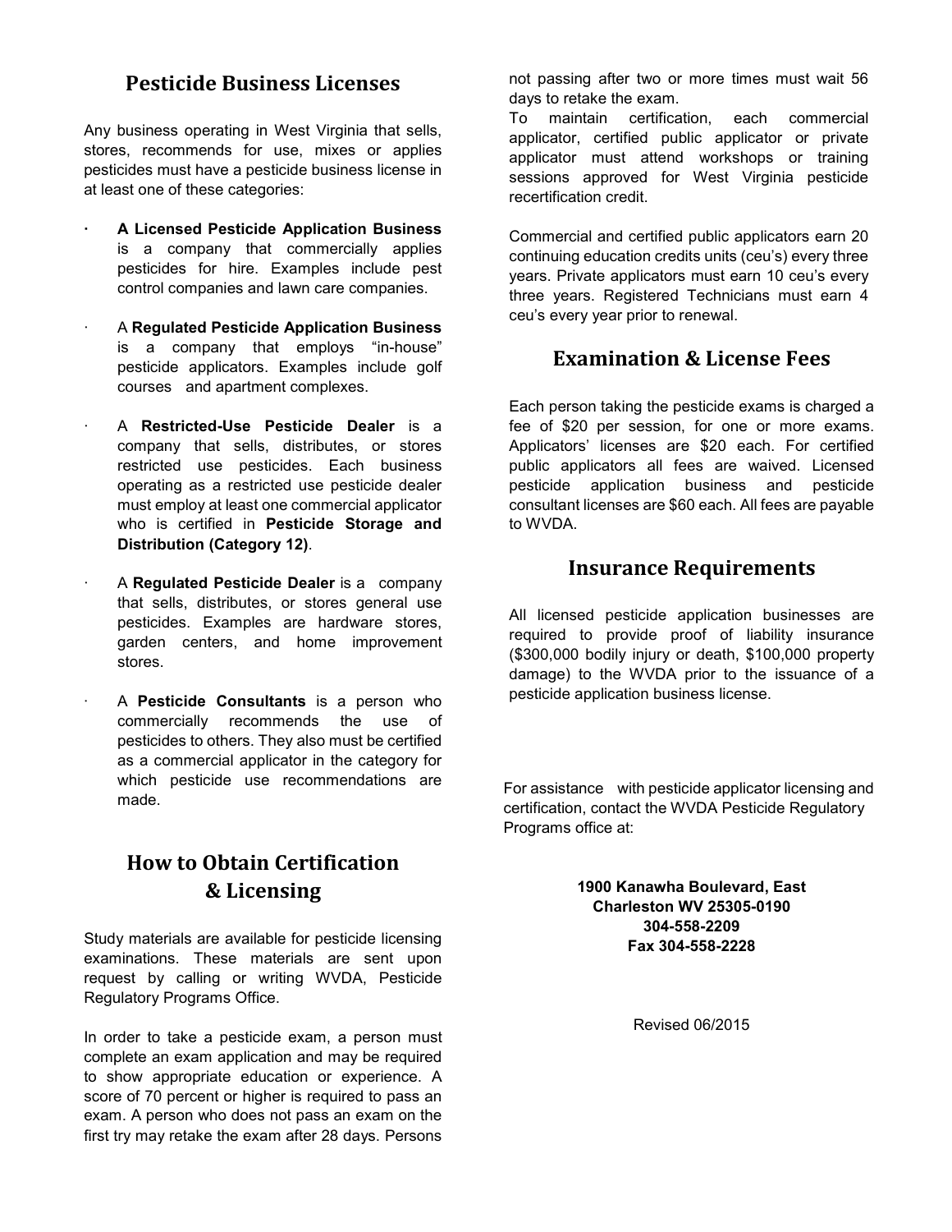## Pesticide Business Licenses

Any business operating in West Virginia that sells, stores, recommends for use, mixes or applies pesticides must have a pesticide business license in at least one of these categories:

- **A Licensed Pesticide Application Business** is a company that commercially applies pesticides for hire. Examples include pest control companies and lawn care companies.
- A **Regulated Pesticide Application Business** is a company that employs "in-house" pesticide applicators. Examples include golf courses and apartment complexes.
- A **Restricted-Use Pesticide Dealer** is a company that sells, distributes, or stores restricted use pesticides. Each business operating as a restricted use pesticide dealer must employ at least one commercial applicator who is certified in **Pesticide Storage and Distribution (Category 12)**.
- A **Regulated Pesticide Dealer** is a company that sells, distributes, or stores general use pesticides. Examples are hardware stores, garden centers, and home improvement stores.
- A **Pesticide Consultants** is a person who commercially recommends the use of pesticides to others. They also must be certified as a commercial applicator in the category for which pesticide use recommendations are made.

## How to Obtain Certification & Licensing

Study materials are available for pesticide licensing examinations. These materials are sent upon request by calling or writing WVDA, Pesticide Regulatory Programs Office.

In order to take a pesticide exam, a person must complete an exam application and may be required to show appropriate education or experience. A score of 70 percent or higher is required to pass an exam. A person who does not pass an exam on the first try may retake the exam after 28 days. Persons not passing after two or more times must wait 56 days to retake the exam.

To maintain certification, each commercial applicator, certified public applicator or private applicator must attend workshops or training sessions approved for West Virginia pesticide recertification credit.

Commercial and certified public applicators earn 20 continuing education credits units (ceu's) every three years. Private applicators must earn 10 ceu's every three years. Registered Technicians must earn 4 ceu's every year prior to renewal.

## Examination & License Fees

Each person taking the pesticide exams is charged a fee of $20 per session, for one or more exams. Applicators' licenses are $20 each. For certified public applicators all fees are waived. Licensed pesticide application business and pesticide consultant licenses are $60 each. All fees are payable to WVDA.

## Insurance Requirements

All licensed pesticide application businesses are required to provide proof of liability insurance ($300,000 bodily injury or death, $100,000 property damage) to the WVDA prior to the issuance of a pesticide application business license.

For assistance with pesticide applicator licensing and certification, contact the WVDA Pesticide Regulatory Programs office at:

**1900 Kanawha Boulevard, East**
**Charleston WV 25305-0190**
**304-558-2209**
**Fax 304-558-2228**

Revised 06/2015